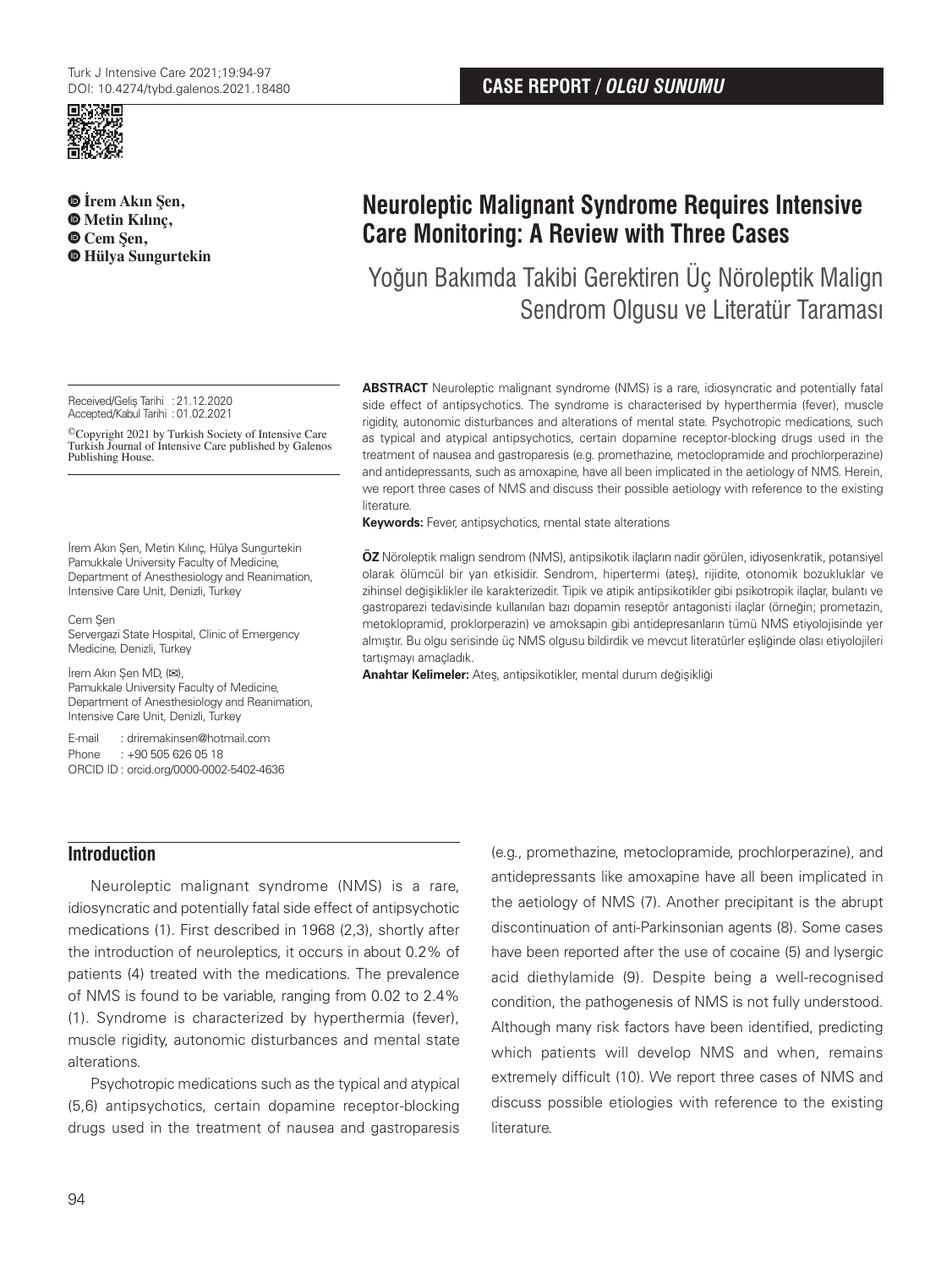CASE REPORT / *OLGU SUNUMU*

# Neuroleptic Malignant Syndrome Requires Intensive Care Monitoring: A Review with Three Cases

## Yoğun Bakımda Takibi Gerektiren Üç Nöroleptik Malign Sendrom Olgusu ve Literatür Taraması

**İrem Akın Şen, Metin Kılınç, Cem Şen, Hülya Sungurtekin**

Received/Geliş Tarihi : 21.12.2020
Accepted/Kabul Tarihi : 01.02.2021

©Copyright 2021 by Turkish Society of Intensive Care
Turkish Journal of Intensive Care published by Galenos Publishing House.

İrem Akın Şen, Metin Kılınç, Hülya Sungurtekin
Pamukkale University Faculty of Medicine, Department of Anesthesiology and Reanimation, Intensive Care Unit, Denizli, Turkey

Cem Şen
Servergazi State Hospital, Clinic of Emergency Medicine, Denizli, Turkey

İrem Akın Şen MD, (✉),
Pamukkale University Faculty of Medicine, Department of Anesthesiology and Reanimation, Intensive Care Unit, Denizli, Turkey

E-mail : driremakinsen@hotmail.com
Phone : +90 505 626 05 18
ORCID ID : orcid.org/0000-0002-5402-4636

**ABSTRACT** Neuroleptic malignant syndrome (NMS) is a rare, idiosyncratic and potentially fatal side effect of antipsychotics. The syndrome is characterised by hyperthermia (fever), muscle rigidity, autonomic disturbances and alterations of mental state. Psychotropic medications, such as typical and atypical antipsychotics, certain dopamine receptor-blocking drugs used in the treatment of nausea and gastroparesis (e.g. promethazine, metoclopramide and prochlorperazine) and antidepressants, such as amoxapine, have all been implicated in the aetiology of NMS. Herein, we report three cases of NMS and discuss their possible aetiology with reference to the existing literature.

**Keywords:** Fever, antipsychotics, mental state alterations

**ÖZ** Nöroleptik malign sendrom (NMS), antipsikotik ilaçların nadir görülen, idiyosenkratik, potansiyel olarak ölümcül bir yan etkisidir. Sendrom, hipertermi (ateş), rijidite, otonomik bozukluklar ve zihinsel değişiklikler ile karakterizedir. Tipik ve atipik antipsikotikler gibi psikotropik ilaçlar, bulantı ve gastroparezi tedavisinde kullanılan bazı dopamin reseptör antagonisti ilaçlar (örneğin; prometazin, metoklopramid, proklorperazin) ve amoksapin gibi antidepresanların tümü NMS etiyolojisinde yer almıştır. Bu olgu serisinde üç NMS olgusu bildirdik ve mevcut literatürler eşliğinde olası etiyolojileri tartışmayı amaçladık.

**Anahtar Kelimeler:** Ateş, antipsikotikler, mental durum değişikliği

## Introduction

Neuroleptic malignant syndrome (NMS) is a rare, idiosyncratic and potentially fatal side effect of antipsychotic medications (1). First described in 1968 (2,3), shortly after the introduction of neuroleptics, it occurs in about 0.2% of patients (4) treated with the medications. The prevalence of NMS is found to be variable, ranging from 0.02 to 2.4% (1). Syndrome is characterized by hyperthermia (fever), muscle rigidity, autonomic disturbances and mental state alterations.

Psychotropic medications such as the typical and atypical (5,6) antipsychotics, certain dopamine receptor-blocking drugs used in the treatment of nausea and gastroparesis (e.g., promethazine, metoclopramide, prochlorperazine), and antidepressants like amoxapine have all been implicated in the aetiology of NMS (7). Another precipitant is the abrupt discontinuation of anti-Parkinsonian agents (8). Some cases have been reported after the use of cocaine (5) and lysergic acid diethylamide (9). Despite being a well-recognised condition, the pathogenesis of NMS is not fully understood. Although many risk factors have been identified, predicting which patients will develop NMS and when, remains extremely difficult (10). We report three cases of NMS and discuss possible etiologies with reference to the existing literature.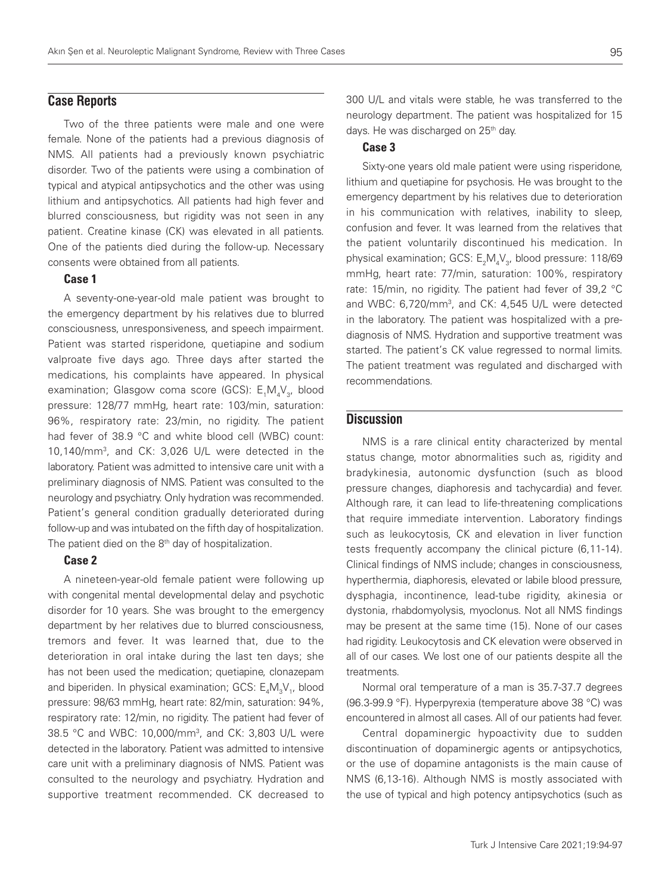## Case Reports

Two of the three patients were male and one were female. None of the patients had a previous diagnosis of NMS. All patients had a previously known psychiatric disorder. Two of the patients were using a combination of typical and atypical antipsychotics and the other was using lithium and antipsychotics. All patients had high fever and blurred consciousness, but rigidity was not seen in any patient. Creatine kinase (CK) was elevated in all patients. One of the patients died during the follow-up. Necessary consents were obtained from all patients.

### Case 1

A seventy-one-year-old male patient was brought to the emergency department by his relatives due to blurred consciousness, unresponsiveness, and speech impairment. Patient was started risperidone, quetiapine and sodium valproate five days ago. Three days after started the medications, his complaints have appeared. In physical examination; Glasgow coma score (GCS): $E_1M_4V_3$, blood pressure: 128/77 mmHg, heart rate: 103/min, saturation: 96%, respiratory rate: 23/min, no rigidity. The patient had fever of 38.9 °C and white blood cell (WBC) count: 10,140/mm$^3$, and CK: 3,026 U/L were detected in the laboratory. Patient was admitted to intensive care unit with a preliminary diagnosis of NMS. Patient was consulted to the neurology and psychiatry. Only hydration was recommended. Patient's general condition gradually deteriorated during follow-up and was intubated on the fifth day of hospitalization. The patient died on the 8th day of hospitalization.

### Case 2

A nineteen-year-old female patient were following up with congenital mental developmental delay and psychotic disorder for 10 years. She was brought to the emergency department by her relatives due to blurred consciousness, tremors and fever. It was learned that, due to the deterioration in oral intake during the last ten days; she has not been used the medication; quetiapine, clonazepam and biperiden. In physical examination; GCS: $E_4M_3V_1$, blood pressure: 98/63 mmHg, heart rate: 82/min, saturation: 94%, respiratory rate: 12/min, no rigidity. The patient had fever of 38.5 °C and WBC: 10,000/mm$^3$, and CK: 3,803 U/L were detected in the laboratory. Patient was admitted to intensive care unit with a preliminary diagnosis of NMS. Patient was consulted to the neurology and psychiatry. Hydration and supportive treatment recommended. CK decreased to 300 U/L and vitals were stable, he was transferred to the neurology department. The patient was hospitalized for 15 days. He was discharged on 25th day.

### Case 3

Sixty-one years old male patient were using risperidone, lithium and quetiapine for psychosis. He was brought to the emergency department by his relatives due to deterioration in his communication with relatives, inability to sleep, confusion and fever. It was learned from the relatives that the patient voluntarily discontinued his medication. In physical examination; GCS: $E_2M_4V_3$, blood pressure: 118/69 mmHg, heart rate: 77/min, saturation: 100%, respiratory rate: 15/min, no rigidity. The patient had fever of 39,2 °C and WBC: 6,720/mm$^3$, and CK: 4,545 U/L were detected in the laboratory. The patient was hospitalized with a pre-diagnosis of NMS. Hydration and supportive treatment was started. The patient's CK value regressed to normal limits. The patient treatment was regulated and discharged with recommendations.

## Discussion

NMS is a rare clinical entity characterized by mental status change, motor abnormalities such as, rigidity and bradykinesia, autonomic dysfunction (such as blood pressure changes, diaphoresis and tachycardia) and fever. Although rare, it can lead to life-threatening complications that require immediate intervention. Laboratory findings such as leukocytosis, CK and elevation in liver function tests frequently accompany the clinical picture (6,11-14). Clinical findings of NMS include; changes in consciousness, hyperthermia, diaphoresis, elevated or labile blood pressure, dysphagia, incontinence, lead-tube rigidity, akinesia or dystonia, rhabdomyolysis, myoclonus. Not all NMS findings may be present at the same time (15). None of our cases had rigidity. Leukocytosis and CK elevation were observed in all of our cases. We lost one of our patients despite all the treatments.

Normal oral temperature of a man is 35.7-37.7 degrees (96.3-99.9 °F). Hyperpyrexia (temperature above 38 °C) was encountered in almost all cases. All of our patients had fever.

Central dopaminergic hypoactivity due to sudden discontinuation of dopaminergic agents or antipsychotics, or the use of dopamine antagonists is the main cause of NMS (6,13-16). Although NMS is mostly associated with the use of typical and high potency antipsychotics (such as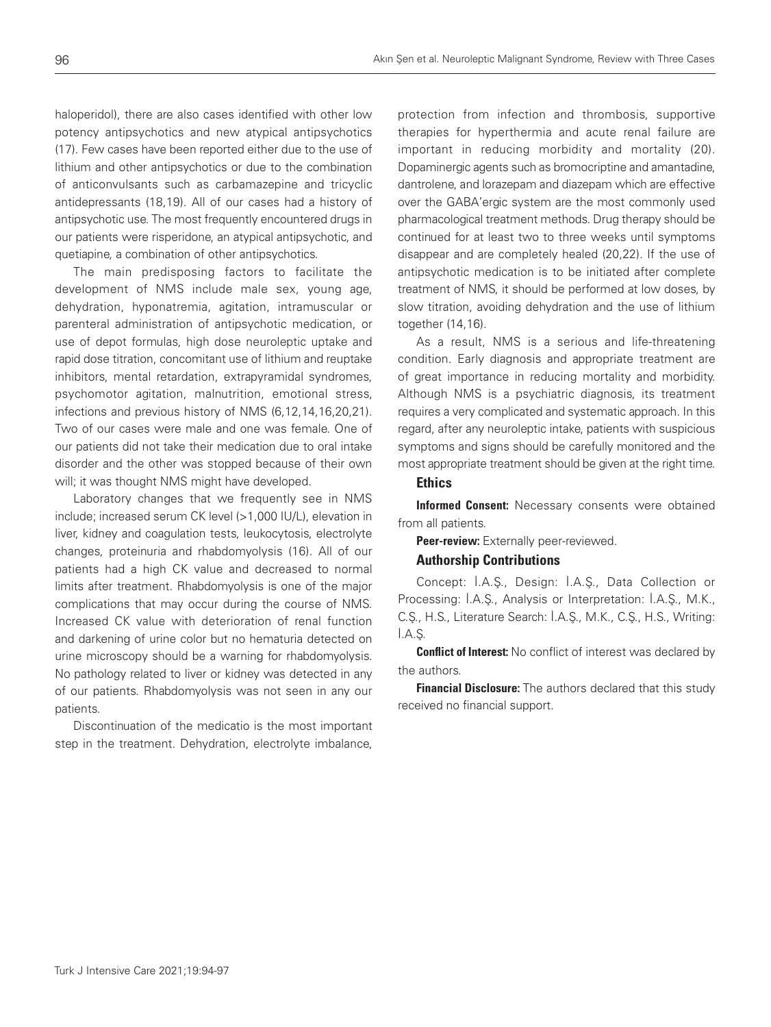haloperidol), there are also cases identified with other low potency antipsychotics and new atypical antipsychotics (17). Few cases have been reported either due to the use of lithium and other antipsychotics or due to the combination of anticonvulsants such as carbamazepine and tricyclic antidepressants (18,19). All of our cases had a history of antipsychotic use. The most frequently encountered drugs in our patients were risperidone, an atypical antipsychotic, and quetiapine, a combination of other antipsychotics.

The main predisposing factors to facilitate the development of NMS include male sex, young age, dehydration, hyponatremia, agitation, intramuscular or parenteral administration of antipsychotic medication, or use of depot formulas, high dose neuroleptic uptake and rapid dose titration, concomitant use of lithium and reuptake inhibitors, mental retardation, extrapyramidal syndromes, psychomotor agitation, malnutrition, emotional stress, infections and previous history of NMS (6,12,14,16,20,21). Two of our cases were male and one was female. One of our patients did not take their medication due to oral intake disorder and the other was stopped because of their own will; it was thought NMS might have developed.

Laboratory changes that we frequently see in NMS include; increased serum CK level (>1,000 IU/L), elevation in liver, kidney and coagulation tests, leukocytosis, electrolyte changes, proteinuria and rhabdomyolysis (16). All of our patients had a high CK value and decreased to normal limits after treatment. Rhabdomyolysis is one of the major complications that may occur during the course of NMS. Increased CK value with deterioration of renal function and darkening of urine color but no hematuria detected on urine microscopy should be a warning for rhabdomyolysis. No pathology related to liver or kidney was detected in any of our patients. Rhabdomyolysis was not seen in any our patients.

Discontinuation of the medicatio is the most important step in the treatment. Dehydration, electrolyte imbalance, protection from infection and thrombosis, supportive therapies for hyperthermia and acute renal failure are important in reducing morbidity and mortality (20). Dopaminergic agents such as bromocriptine and amantadine, dantrolene, and lorazepam and diazepam which are effective over the GABA'ergic system are the most commonly used pharmacological treatment methods. Drug therapy should be continued for at least two to three weeks until symptoms disappear and are completely healed (20,22). If the use of antipsychotic medication is to be initiated after complete treatment of NMS, it should be performed at low doses, by slow titration, avoiding dehydration and the use of lithium together (14,16).

As a result, NMS is a serious and life-threatening condition. Early diagnosis and appropriate treatment are of great importance in reducing mortality and morbidity. Although NMS is a psychiatric diagnosis, its treatment requires a very complicated and systematic approach. In this regard, after any neuroleptic intake, patients with suspicious symptoms and signs should be carefully monitored and the most appropriate treatment should be given at the right time.

## Ethics

**Informed Consent:** Necessary consents were obtained from all patients.

**Peer-review:** Externally peer-reviewed.

## Authorship Contributions

Concept: İ.A.Ş., Design: İ.A.Ş., Data Collection or Processing: İ.A.Ş., Analysis or Interpretation: İ.A.Ş., M.K., C.Ş., H.S., Literature Search: İ.A.Ş., M.K., C.Ş., H.S., Writing: İ.A.Ş.

**Conflict of Interest:** No conflict of interest was declared by the authors.

**Financial Disclosure:** The authors declared that this study received no financial support.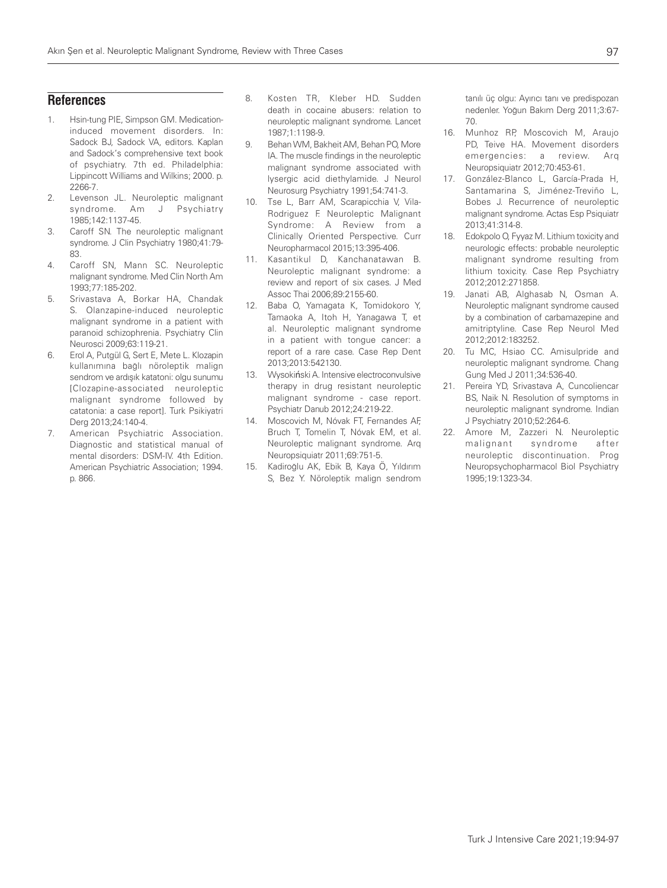## References

1. Hsin-tung PIE, Simpson GM. Medication-induced movement disorders. In: Sadock BJ, Sadock VA, editors. Kaplan and Sadock's comprehensive text book of psychiatry. 7th ed. Philadelphia: Lippincott Williams and Wilkins; 2000. p. 2266-7.
2. Levenson JL. Neuroleptic malignant syndrome. Am J Psychiatry 1985;142:1137-45.
3. Caroff SN. The neuroleptic malignant syndrome. J Clin Psychiatry 1980;41:79-83.
4. Caroff SN, Mann SC. Neuroleptic malignant syndrome. Med Clin North Am 1993;77:185-202.
5. Srivastava A, Borkar HA, Chandak S. Olanzapine-induced neuroleptic malignant syndrome in a patient with paranoid schizophrenia. Psychiatry Clin Neurosci 2009;63:119-21.
6. Erol A, Putgül G, Sert E, Mete L. Klozapin kullanımına bağlı nöroleptik malign sendrom ve ardışık katatoni: olgu sunumu [Clozapine-associated neuroleptic malignant syndrome followed by catatonia: a case report]. Turk Psikiyatri Derg 2013;24:140-4.
7. American Psychiatric Association. Diagnostic and statistical manual of mental disorders: DSM-IV. 4th Edition. American Psychiatric Association; 1994. p. 866.
8. Kosten TR, Kleber HD. Sudden death in cocaine abusers: relation to neuroleptic malignant syndrome. Lancet 1987;1:1198-9.
9. Behan WM, Bakheit AM, Behan PO, More IA. The muscle findings in the neuroleptic malignant syndrome associated with lysergic acid diethylamide. J Neurol Neurosurg Psychiatry 1991;54:741-3.
10. Tse L, Barr AM, Scarapicchia V, Vila-Rodriguez F. Neuroleptic Malignant Syndrome: A Review from a Clinically Oriented Perspective. Curr Neuropharmacol 2015;13:395-406.
11. Kasantikul D, Kanchanatawan B. Neuroleptic malignant syndrome: a review and report of six cases. J Med Assoc Thai 2006;89:2155-60.
12. Baba O, Yamagata K, Tomidokoro Y, Tamaoka A, Itoh H, Yanagawa T, et al. Neuroleptic malignant syndrome in a patient with tongue cancer: a report of a rare case. Case Rep Dent 2013;2013:542130.
13. Wysokiński A. Intensive electroconvulsive therapy in drug resistant neuroleptic malignant syndrome - case report. Psychiatr Danub 2012;24:219-22.
14. Moscovich M, Nóvak FT, Fernandes AF, Bruch T, Tomelin T, Nóvak EM, et al. Neuroleptic malignant syndrome. Arq Neuropsiquiatr 2011;69:751-5.
15. Kadiroğlu AK, Ebik B, Kaya Ö, Yıldırım S, Bez Y. Nöroleptik malign sendrom tanılı üç olgu: Ayırıcı tanı ve predispozan nedenler. Yoğun Bakım Derg 2011;3:67-70.
16. Munhoz RP, Moscovich M, Araujo PD, Teive HA. Movement disorders emergencies: a review. Arq Neuropsiquiatr 2012;70:453-61.
17. González-Blanco L, García-Prada H, Santamarina S, Jiménez-Treviño L, Bobes J. Recurrence of neuroleptic malignant syndrome. Actas Esp Psiquiatr 2013;41:314-8.
18. Edokpolo O, Fyyaz M. Lithium toxicity and neurologic effects: probable neuroleptic malignant syndrome resulting from lithium toxicity. Case Rep Psychiatry 2012;2012:271858.
19. Janati AB, Alghasab N, Osman A. Neuroleptic malignant syndrome caused by a combination of carbamazepine and amitriptyline. Case Rep Neurol Med 2012;2012:183252.
20. Tu MC, Hsiao CC. Amisulpride and neuroleptic malignant syndrome. Chang Gung Med J 2011;34:536-40.
21. Pereira YD, Srivastava A, Cuncoliencar BS, Naik N. Resolution of symptoms in neuroleptic malignant syndrome. Indian J Psychiatry 2010;52:264-6.
22. Amore M, Zazzeri N. Neuroleptic malignant syndrome after neuroleptic discontinuation. Prog Neuropsychopharmacol Biol Psychiatry 1995;19:1323-34.